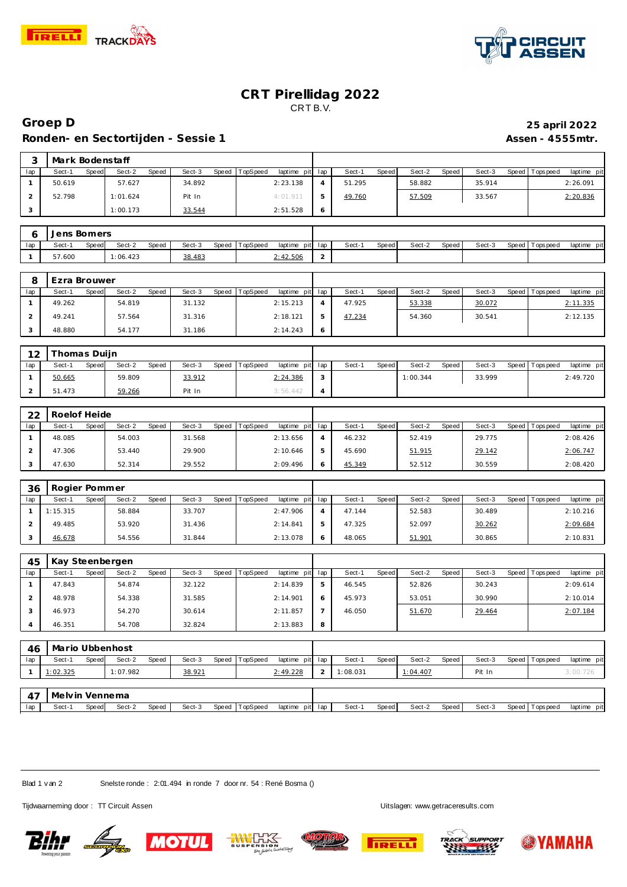# CRT Pirellidag 2022

CRT B.V.

## Groep D

**25 april 2022**

### Ronden- en Sectortijden - Sessie 1

**Assen - 4555mtr.**

| 3 | Mark Bodenstaff | | | | | | | | | | | | | | | | |
|---|---|---|---|---|---|---|---|---|---|---|---|---|---|---|---|---|---|
| lap | Sect-1 | Speed | Sect-2 | Speed | Sect-3 | Speed | TopSpeed | laptime pit | lap | Sect-1 | Speed | Sect-2 | Speed | Sect-3 | Speed | Topspeed | laptime pit |
| 1 | 50.619 | | 57.627 | | 34.892 | | | 2:23.138 | 4 | 51.295 | | 58.882 | | 35.914 | | | 2:26.091 |
| 2 | 52.798 | | 1:01.624 | | Pit In | | | 4:01.911 | 5 | 49.760 | | 57.509 | | 33.567 | | | 2:20.836 |
| 3 | | | 1:00.173 | | 33.544 | | | 2:51.528 | 6 | | | | | | | | |

| 6 | Jens Bomers | | | | | | | | | | | | | | | | |
|---|---|---|---|---|---|---|---|---|---|---|---|---|---|---|---|---|---|
| lap | Sect-1 | Speed | Sect-2 | Speed | Sect-3 | Speed | TopSpeed | laptime pit | lap | Sect-1 | Speed | Sect-2 | Speed | Sect-3 | Speed | Topspeed | laptime pit |
| 1 | 57.600 | | 1:06.423 | | 38.483 | | | 2:42.506 | 2 | | | | | | | | |

| 8 | Ezra Brouwer | | | | | | | | | | | | | | | | |
|---|---|---|---|---|---|---|---|---|---|---|---|---|---|---|---|---|---|
| lap | Sect-1 | Speed | Sect-2 | Speed | Sect-3 | Speed | TopSpeed | laptime pit | lap | Sect-1 | Speed | Sect-2 | Speed | Sect-3 | Speed | Topspeed | laptime pit |
| 1 | 49.262 | | 54.819 | | 31.132 | | | 2:15.213 | 4 | 47.925 | | 53.338 | | 30.072 | | | 2:11.335 |
| 2 | 49.241 | | 57.564 | | 31.316 | | | 2:18.121 | 5 | 47.234 | | 54.360 | | 30.541 | | | 2:12.135 |
| 3 | 48.880 | | 54.177 | | 31.186 | | | 2:14.243 | 6 | | | | | | | | |

| 12 | Thomas Duijn | | | | | | | | | | | | | | | | |
|---|---|---|---|---|---|---|---|---|---|---|---|---|---|---|---|---|---|
| lap | Sect-1 | Speed | Sect-2 | Speed | Sect-3 | Speed | TopSpeed | laptime pit | lap | Sect-1 | Speed | Sect-2 | Speed | Sect-3 | Speed | Topspeed | laptime pit |
| 1 | 50.665 | | 59.809 | | 33.912 | | | 2:24.386 | 3 | | | 1:00.344 | | 33.999 | | | 2:49.720 |
| 2 | 51.473 | | 59.266 | | Pit In | | | 3:56.442 | 4 | | | | | | | | |

| 22 | Roelof Heide | | | | | | | | | | | | | | | | |
|---|---|---|---|---|---|---|---|---|---|---|---|---|---|---|---|---|---|
| lap | Sect-1 | Speed | Sect-2 | Speed | Sect-3 | Speed | TopSpeed | laptime pit | lap | Sect-1 | Speed | Sect-2 | Speed | Sect-3 | Speed | Topspeed | laptime pit |
| 1 | 48.085 | | 54.003 | | 31.568 | | | 2:13.656 | 4 | 46.232 | | 52.419 | | 29.775 | | | 2:08.426 |
| 2 | 47.306 | | 53.440 | | 29.900 | | | 2:10.646 | 5 | 45.690 | | 51.915 | | 29.142 | | | 2:06.747 |
| 3 | 47.630 | | 52.314 | | 29.552 | | | 2:09.496 | 6 | 45.349 | | 52.512 | | 30.559 | | | 2:08.420 |

| 36 | Rogier Pommer | | | | | | | | | | | | | | | | |
|---|---|---|---|---|---|---|---|---|---|---|---|---|---|---|---|---|---|
| lap | Sect-1 | Speed | Sect-2 | Speed | Sect-3 | Speed | TopSpeed | laptime pit | lap | Sect-1 | Speed | Sect-2 | Speed | Sect-3 | Speed | Topspeed | laptime pit |
| 1 | 1:15.315 | | 58.884 | | 33.707 | | | 2:47.906 | 4 | 47.144 | | 52.583 | | 30.489 | | | 2:10.216 |
| 2 | 49.485 | | 53.920 | | 31.436 | | | 2:14.841 | 5 | 47.325 | | 52.097 | | 30.262 | | | 2:09.684 |
| 3 | 46.678 | | 54.556 | | 31.844 | | | 2:13.078 | 6 | 48.065 | | 51.901 | | 30.865 | | | 2:10.831 |

| 45 | Kay Steenbergen | | | | | | | | | | | | | | | | |
|---|---|---|---|---|---|---|---|---|---|---|---|---|---|---|---|---|---|
| lap | Sect-1 | Speed | Sect-2 | Speed | Sect-3 | Speed | TopSpeed | laptime pit | lap | Sect-1 | Speed | Sect-2 | Speed | Sect-3 | Speed | Topspeed | laptime pit |
| 1 | 47.843 | | 54.874 | | 32.122 | | | 2:14.839 | 5 | 46.545 | | 52.826 | | 30.243 | | | 2:09.614 |
| 2 | 48.978 | | 54.338 | | 31.585 | | | 2:14.901 | 6 | 45.973 | | 53.051 | | 30.990 | | | 2:10.014 |
| 3 | 46.973 | | 54.270 | | 30.614 | | | 2:11.857 | 7 | 46.050 | | 51.670 | | 29.464 | | | 2:07.184 |
| 4 | 46.351 | | 54.708 | | 32.824 | | | 2:13.883 | 8 | | | | | | | | |

| 46 | Mario Ubbenhost | | | | | | | | | | | | | | | | |
|---|---|---|---|---|---|---|---|---|---|---|---|---|---|---|---|---|---|
| lap | Sect-1 | Speed | Sect-2 | Speed | Sect-3 | Speed | TopSpeed | laptime pit | lap | Sect-1 | Speed | Sect-2 | Speed | Sect-3 | Speed | Topspeed | laptime pit |
| 1 | 1:02.325 | | 1:07.982 | | 38.921 | | | 2:49.228 | 2 | 1:08.031 | | 1:04.407 | | Pit In | | | 3:00.726 |

| 47 | Melvin Vennema | | | | | | | | | | | | | | | | |
|---|---|---|---|---|---|---|---|---|---|---|---|---|---|---|---|---|---|
| lap | Sect-1 | Speed | Sect-2 | Speed | Sect-3 | Speed | TopSpeed | laptime pit | lap | Sect-1 | Speed | Sect-2 | Speed | Sect-3 | Speed | Topspeed | laptime pit |

Snelste ronde : 2:01.494 in ronde 7 door nr. 54 : René Bosma ()

Tijdwaarneming door : TT Circuit Assen

Uitslagen: www.getraceresults.com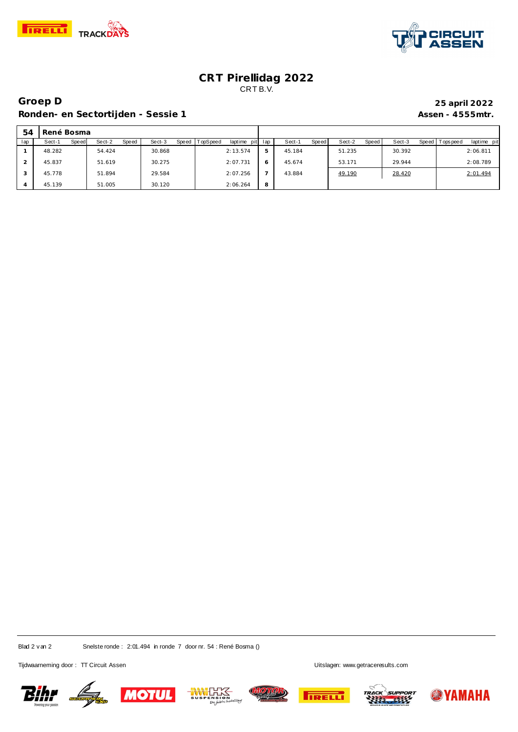# CRT Pirellidag 2022

CRT B.V.

**Groep D**

**Ronden- en Sectortijden - Sessie 1**

**25 april 2022**

**Assen - 4555mtr.**

| 54 | René Bosma | | | | | | | | | | | | | | | | |
|---|---|---|---|---|---|---|---|---|---|---|---|---|---|---|---|---|---|
| lap | Sect-1 | Speed | Sect-2 | Speed | Sect-3 | Speed | TopSpeed | laptime pit | lap | Sect-1 | Speed | Sect-2 | Speed | Sect-3 | Speed | Topspeed | laptime pit |
| 1 | 48.282 | | 54.424 | | 30.868 | | | 2:13.574 | 5 | 45.184 | | 51.235 | | 30.392 | | | 2:06.811 |
| 2 | 45.837 | | 51.619 | | 30.275 | | | 2:07.731 | 6 | 45.674 | | 53.171 | | 29.944 | | | 2:08.789 |
| 3 | 45.778 | | 51.894 | | 29.584 | | | 2:07.256 | 7 | 43.884 | | 49.190 | | 28.420 | | | 2:01.494 |
| 4 | 45.139 | | 51.005 | | 30.120 | | | 2:06.264 | 8 | | | | | | | | |

Blad 2 van 2 Snelste ronde : 2:01.494 in ronde 7 door nr. 54 : René Bosma ()

Tijdwaarneming door : TT Circuit Assen

Uitslagen: www.getraceresults.com